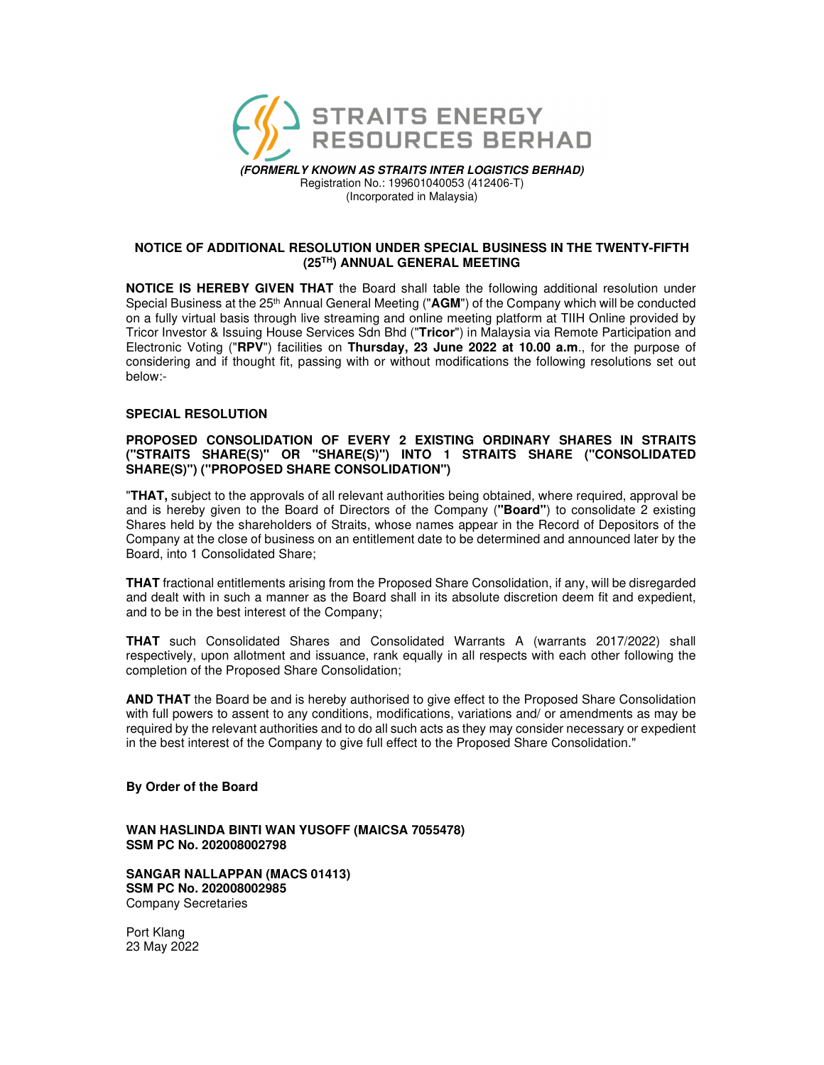# STRAITS ENERGY RESOURCES BERHAD

***(FORMERLY KNOWN AS STRAITS INTER LOGISTICS BERHAD)***
Registration No.: 199601040053 (412406-T)
(Incorporated in Malaysia)

## NOTICE OF ADDITIONAL RESOLUTION UNDER SPECIAL BUSINESS IN THE TWENTY-FIFTH (25TH) ANNUAL GENERAL MEETING

**NOTICE IS HEREBY GIVEN THAT** the Board shall table the following additional resolution under Special Business at the 25th Annual General Meeting ("**AGM**") of the Company which will be conducted on a fully virtual basis through live streaming and online meeting platform at TIIH Online provided by Tricor Investor & Issuing House Services Sdn Bhd ("**Tricor**") in Malaysia via Remote Participation and Electronic Voting ("**RPV**") facilities on **Thursday, 23 June 2022 at 10.00 a.m**., for the purpose of considering and if thought fit, passing with or without modifications the following resolutions set out below:-

### SPECIAL RESOLUTION

**PROPOSED CONSOLIDATION OF EVERY 2 EXISTING ORDINARY SHARES IN STRAITS ("STRAITS SHARE(S)" OR "SHARE(S)") INTO 1 STRAITS SHARE ("CONSOLIDATED SHARE(S)") ("PROPOSED SHARE CONSOLIDATION")**

"**THAT,** subject to the approvals of all relevant authorities being obtained, where required, approval be and is hereby given to the Board of Directors of the Company (**"Board"**) to consolidate 2 existing Shares held by the shareholders of Straits, whose names appear in the Record of Depositors of the Company at the close of business on an entitlement date to be determined and announced later by the Board, into 1 Consolidated Share;

**THAT** fractional entitlements arising from the Proposed Share Consolidation, if any, will be disregarded and dealt with in such a manner as the Board shall in its absolute discretion deem fit and expedient, and to be in the best interest of the Company;

**THAT** such Consolidated Shares and Consolidated Warrants A (warrants 2017/2022) shall respectively, upon allotment and issuance, rank equally in all respects with each other following the completion of the Proposed Share Consolidation;

**AND THAT** the Board be and is hereby authorised to give effect to the Proposed Share Consolidation with full powers to assent to any conditions, modifications, variations and/ or amendments as may be required by the relevant authorities and to do all such acts as they may consider necessary or expedient in the best interest of the Company to give full effect to the Proposed Share Consolidation."

**By Order of the Board**

**WAN HASLINDA BINTI WAN YUSOFF (MAICSA 7055478)**
**SSM PC No. 202008002798**

**SANGAR NALLAPPAN (MACS 01413)**
**SSM PC No. 202008002985**
Company Secretaries

Port Klang
23 May 2022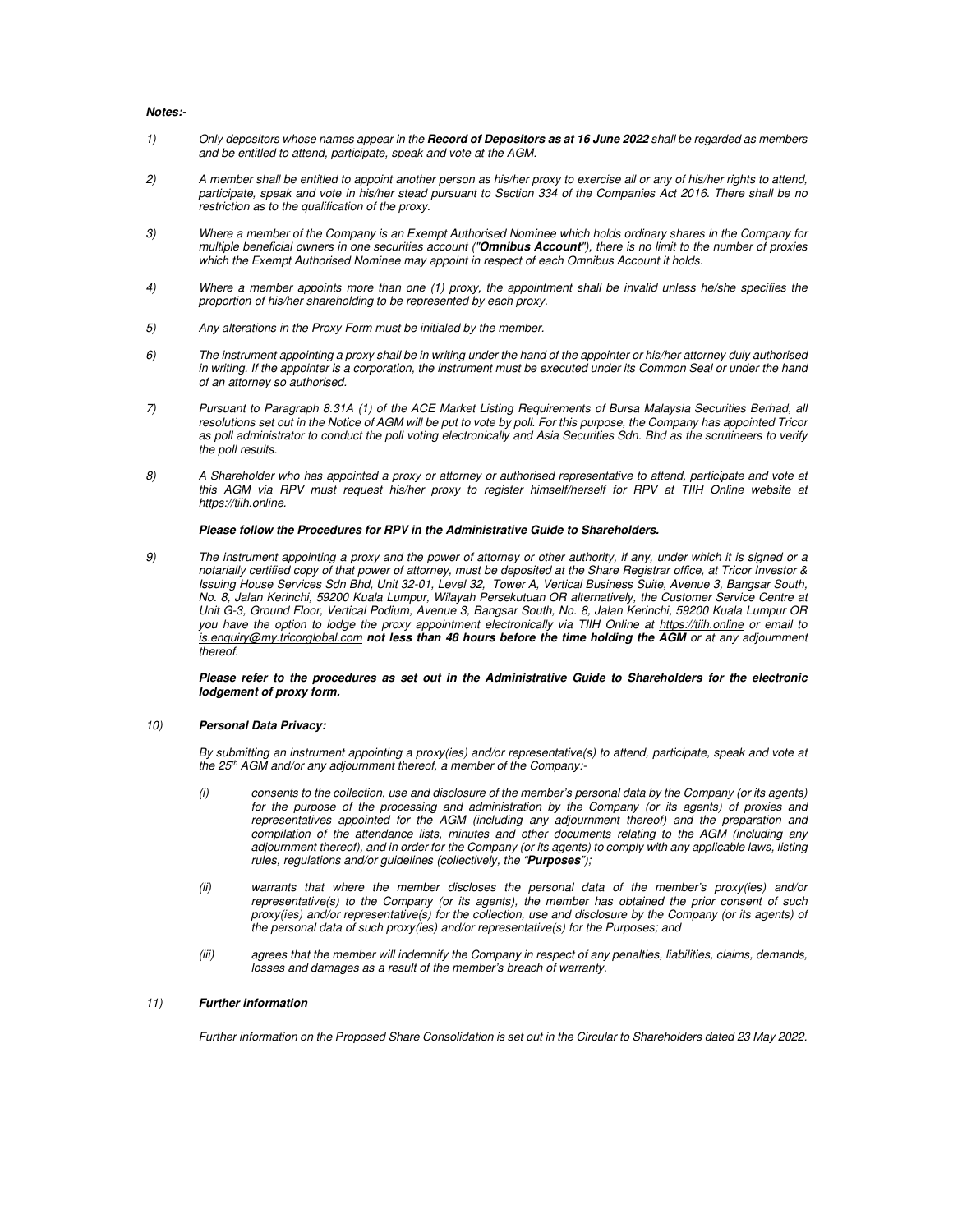***Notes:-***

1) *Only depositors whose names appear in the* ***Record of Depositors as at 16 June 2022*** *shall be regarded as members and be entitled to attend, participate, speak and vote at the AGM.*

2) *A member shall be entitled to appoint another person as his/her proxy to exercise all or any of his/her rights to attend, participate, speak and vote in his/her stead pursuant to Section 334 of the Companies Act 2016. There shall be no restriction as to the qualification of the proxy.*

3) *Where a member of the Company is an Exempt Authorised Nominee which holds ordinary shares in the Company for multiple beneficial owners in one securities account ("****Omnibus Account****"), there is no limit to the number of proxies which the Exempt Authorised Nominee may appoint in respect of each Omnibus Account it holds.*

4) *Where a member appoints more than one (1) proxy, the appointment shall be invalid unless he/she specifies the proportion of his/her shareholding to be represented by each proxy.*

5) *Any alterations in the Proxy Form must be initialed by the member.*

6) *The instrument appointing a proxy shall be in writing under the hand of the appointer or his/her attorney duly authorised in writing. If the appointer is a corporation, the instrument must be executed under its Common Seal or under the hand of an attorney so authorised.*

7) *Pursuant to Paragraph 8.31A (1) of the ACE Market Listing Requirements of Bursa Malaysia Securities Berhad, all resolutions set out in the Notice of AGM will be put to vote by poll. For this purpose, the Company has appointed Tricor as poll administrator to conduct the poll voting electronically and Asia Securities Sdn. Bhd as the scrutineers to verify the poll results.*

8) *A Shareholder who has appointed a proxy or attorney or authorised representative to attend, participate and vote at this AGM via RPV must request his/her proxy to register himself/herself for RPV at TIIH Online website at https://tiih.online.*

   ***Please follow the Procedures for RPV in the Administrative Guide to Shareholders.***

9) *The instrument appointing a proxy and the power of attorney or other authority, if any, under which it is signed or a notarially certified copy of that power of attorney, must be deposited at the Share Registrar office, at Tricor Investor & Issuing House Services Sdn Bhd, Unit 32-01, Level 32, Tower A, Vertical Business Suite, Avenue 3, Bangsar South, No. 8, Jalan Kerinchi, 59200 Kuala Lumpur, Wilayah Persekutuan OR alternatively, the Customer Service Centre at Unit G-3, Ground Floor, Vertical Podium, Avenue 3, Bangsar South, No. 8, Jalan Kerinchi, 59200 Kuala Lumpur OR you have the option to lodge the proxy appointment electronically via TIIH Online at https://tiih.online or email to is.enquiry@my.tricorglobal.com* ***not less than 48 hours before the time holding the AGM*** *or at any adjournment thereof.*

   ***Please refer to the procedures as set out in the Administrative Guide to Shareholders for the electronic lodgement of proxy form.***

10) ***Personal Data Privacy:***

    *By submitting an instrument appointing a proxy(ies) and/or representative(s) to attend, participate, speak and vote at the 25th AGM and/or any adjournment thereof, a member of the Company:-*

    *(i) consents to the collection, use and disclosure of the member's personal data by the Company (or its agents) for the purpose of the processing and administration by the Company (or its agents) of proxies and representatives appointed for the AGM (including any adjournment thereof) and the preparation and compilation of the attendance lists, minutes and other documents relating to the AGM (including any adjournment thereof), and in order for the Company (or its agents) to comply with any applicable laws, listing rules, regulations and/or guidelines (collectively, the "****Purposes****");*

    *(ii) warrants that where the member discloses the personal data of the member's proxy(ies) and/or representative(s) to the Company (or its agents), the member has obtained the prior consent of such proxy(ies) and/or representative(s) for the collection, use and disclosure by the Company (or its agents) of the personal data of such proxy(ies) and/or representative(s) for the Purposes; and*

    *(iii) agrees that the member will indemnify the Company in respect of any penalties, liabilities, claims, demands, losses and damages as a result of the member's breach of warranty.*

11) ***Further information***

    *Further information on the Proposed Share Consolidation is set out in the Circular to Shareholders dated 23 May 2022.*